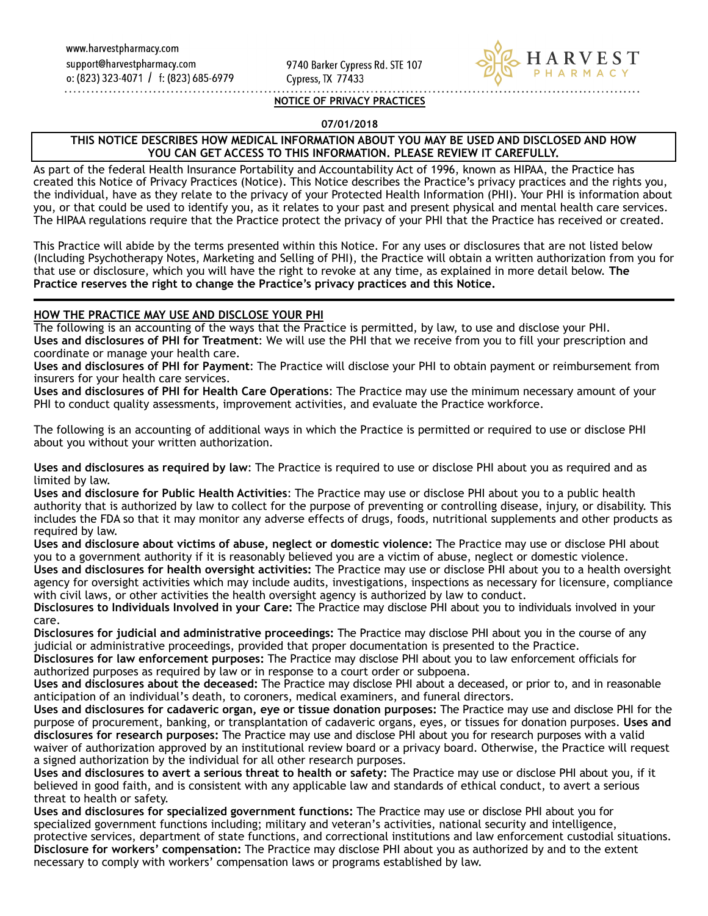www.harvestpharmacy.com
support@harvestpharmacy.com
o: (823) 323-4071 / f: (823) 685-6979

9740 Barker Cypress Rd. STE 107
Cypress, TX 77433

HARVEST PHARMACY

# NOTICE OF PRIVACY PRACTICES

**07/01/2018**

**THIS NOTICE DESCRIBES HOW MEDICAL INFORMATION ABOUT YOU MAY BE USED AND DISCLOSED AND HOW YOU CAN GET ACCESS TO THIS INFORMATION. PLEASE REVIEW IT CAREFULLY.**

As part of the federal Health Insurance Portability and Accountability Act of 1996, known as HIPAA, the Practice has created this Notice of Privacy Practices (Notice). This Notice describes the Practice's privacy practices and the rights you, the individual, have as they relate to the privacy of your Protected Health Information (PHI). Your PHI is information about you, or that could be used to identify you, as it relates to your past and present physical and mental health care services. The HIPAA regulations require that the Practice protect the privacy of your PHI that the Practice has received or created.

This Practice will abide by the terms presented within this Notice. For any uses or disclosures that are not listed below (Including Psychotherapy Notes, Marketing and Selling of PHI), the Practice will obtain a written authorization from you for that use or disclosure, which you will have the right to revoke at any time, as explained in more detail below. **The Practice reserves the right to change the Practice's privacy practices and this Notice.**

## HOW THE PRACTICE MAY USE AND DISCLOSE YOUR PHI

The following is an accounting of the ways that the Practice is permitted, by law, to use and disclose your PHI.

**Uses and disclosures of PHI for Treatment**: We will use the PHI that we receive from you to fill your prescription and coordinate or manage your health care.

**Uses and disclosures of PHI for Payment**: The Practice will disclose your PHI to obtain payment or reimbursement from insurers for your health care services.

**Uses and disclosures of PHI for Health Care Operations**: The Practice may use the minimum necessary amount of your PHI to conduct quality assessments, improvement activities, and evaluate the Practice workforce.

The following is an accounting of additional ways in which the Practice is permitted or required to use or disclose PHI about you without your written authorization.

**Uses and disclosures as required by law**: The Practice is required to use or disclose PHI about you as required and as limited by law.

**Uses and disclosure for Public Health Activities**: The Practice may use or disclose PHI about you to a public health authority that is authorized by law to collect for the purpose of preventing or controlling disease, injury, or disability. This includes the FDA so that it may monitor any adverse effects of drugs, foods, nutritional supplements and other products as required by law.

**Uses and disclosure about victims of abuse, neglect or domestic violence:** The Practice may use or disclose PHI about you to a government authority if it is reasonably believed you are a victim of abuse, neglect or domestic violence.

**Uses and disclosures for health oversight activities:** The Practice may use or disclose PHI about you to a health oversight agency for oversight activities which may include audits, investigations, inspections as necessary for licensure, compliance with civil laws, or other activities the health oversight agency is authorized by law to conduct.

**Disclosures to Individuals Involved in your Care:** The Practice may disclose PHI about you to individuals involved in your care.

**Disclosures for judicial and administrative proceedings:** The Practice may disclose PHI about you in the course of any judicial or administrative proceedings, provided that proper documentation is presented to the Practice.

**Disclosures for law enforcement purposes:** The Practice may disclose PHI about you to law enforcement officials for authorized purposes as required by law or in response to a court order or subpoena.

**Uses and disclosures about the deceased:** The Practice may disclose PHI about a deceased, or prior to, and in reasonable anticipation of an individual's death, to coroners, medical examiners, and funeral directors.

**Uses and disclosures for cadaveric organ, eye or tissue donation purposes:** The Practice may use and disclose PHI for the purpose of procurement, banking, or transplantation of cadaveric organs, eyes, or tissues for donation purposes. **Uses and disclosures for research purposes:** The Practice may use and disclose PHI about you for research purposes with a valid waiver of authorization approved by an institutional review board or a privacy board. Otherwise, the Practice will request a signed authorization by the individual for all other research purposes.

**Uses and disclosures to avert a serious threat to health or safety:** The Practice may use or disclose PHI about you, if it believed in good faith, and is consistent with any applicable law and standards of ethical conduct, to avert a serious threat to health or safety.

**Uses and disclosures for specialized government functions:** The Practice may use or disclose PHI about you for specialized government functions including; military and veteran's activities, national security and intelligence, protective services, department of state functions, and correctional institutions and law enforcement custodial situations.

**Disclosure for workers' compensation:** The Practice may disclose PHI about you as authorized by and to the extent necessary to comply with workers' compensation laws or programs established by law.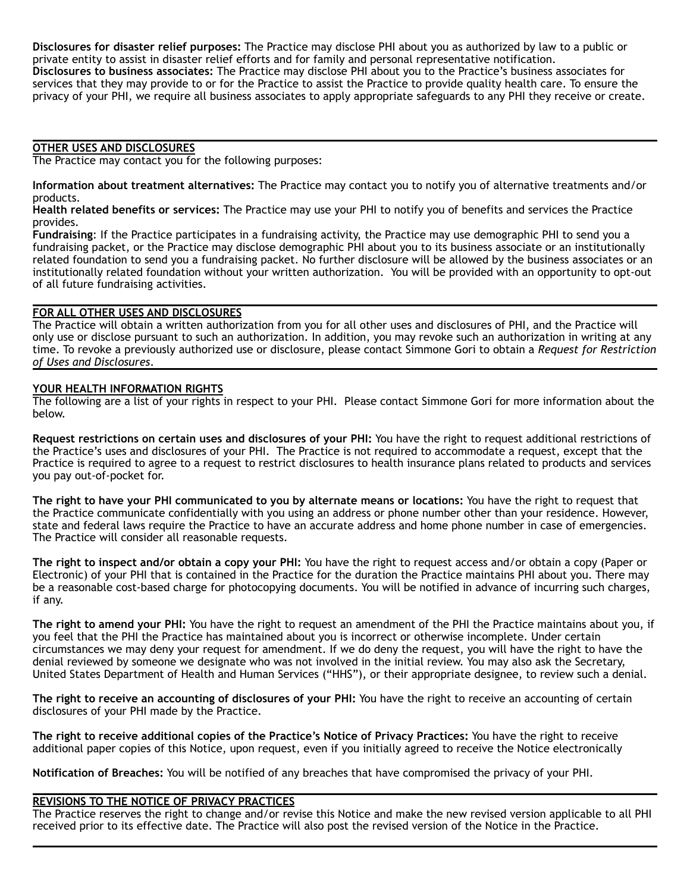**Disclosures for disaster relief purposes:** The Practice may disclose PHI about you as authorized by law to a public or private entity to assist in disaster relief efforts and for family and personal representative notification.
**Disclosures to business associates:** The Practice may disclose PHI about you to the Practice's business associates for services that they may provide to or for the Practice to assist the Practice to provide quality health care. To ensure the privacy of your PHI, we require all business associates to apply appropriate safeguards to any PHI they receive or create.

## OTHER USES AND DISCLOSURES

The Practice may contact you for the following purposes:

**Information about treatment alternatives:** The Practice may contact you to notify you of alternative treatments and/or products.
**Health related benefits or services:** The Practice may use your PHI to notify you of benefits and services the Practice provides.
**Fundraising**: If the Practice participates in a fundraising activity, the Practice may use demographic PHI to send you a fundraising packet, or the Practice may disclose demographic PHI about you to its business associate or an institutionally related foundation to send you a fundraising packet. No further disclosure will be allowed by the business associates or an institutionally related foundation without your written authorization. You will be provided with an opportunity to opt-out of all future fundraising activities.

## FOR ALL OTHER USES AND DISCLOSURES

The Practice will obtain a written authorization from you for all other uses and disclosures of PHI, and the Practice will only use or disclose pursuant to such an authorization. In addition, you may revoke such an authorization in writing at any time. To revoke a previously authorized use or disclosure, please contact Simmone Gori to obtain a *Request for Restriction of Uses and Disclosures*.

## YOUR HEALTH INFORMATION RIGHTS

The following are a list of your rights in respect to your PHI. Please contact Simmone Gori for more information about the below.

**Request restrictions on certain uses and disclosures of your PHI:** You have the right to request additional restrictions of the Practice's uses and disclosures of your PHI. The Practice is not required to accommodate a request, except that the Practice is required to agree to a request to restrict disclosures to health insurance plans related to products and services you pay out-of-pocket for.

**The right to have your PHI communicated to you by alternate means or locations:** You have the right to request that the Practice communicate confidentially with you using an address or phone number other than your residence. However, state and federal laws require the Practice to have an accurate address and home phone number in case of emergencies. The Practice will consider all reasonable requests.

**The right to inspect and/or obtain a copy your PHI:** You have the right to request access and/or obtain a copy (Paper or Electronic) of your PHI that is contained in the Practice for the duration the Practice maintains PHI about you. There may be a reasonable cost-based charge for photocopying documents. You will be notified in advance of incurring such charges, if any.

**The right to amend your PHI:** You have the right to request an amendment of the PHI the Practice maintains about you, if you feel that the PHI the Practice has maintained about you is incorrect or otherwise incomplete. Under certain circumstances we may deny your request for amendment. If we do deny the request, you will have the right to have the denial reviewed by someone we designate who was not involved in the initial review. You may also ask the Secretary, United States Department of Health and Human Services ("HHS"), or their appropriate designee, to review such a denial.

**The right to receive an accounting of disclosures of your PHI:** You have the right to receive an accounting of certain disclosures of your PHI made by the Practice.

**The right to receive additional copies of the Practice's Notice of Privacy Practices:** You have the right to receive additional paper copies of this Notice, upon request, even if you initially agreed to receive the Notice electronically

**Notification of Breaches:** You will be notified of any breaches that have compromised the privacy of your PHI.

## REVISIONS TO THE NOTICE OF PRIVACY PRACTICES

The Practice reserves the right to change and/or revise this Notice and make the new revised version applicable to all PHI received prior to its effective date. The Practice will also post the revised version of the Notice in the Practice.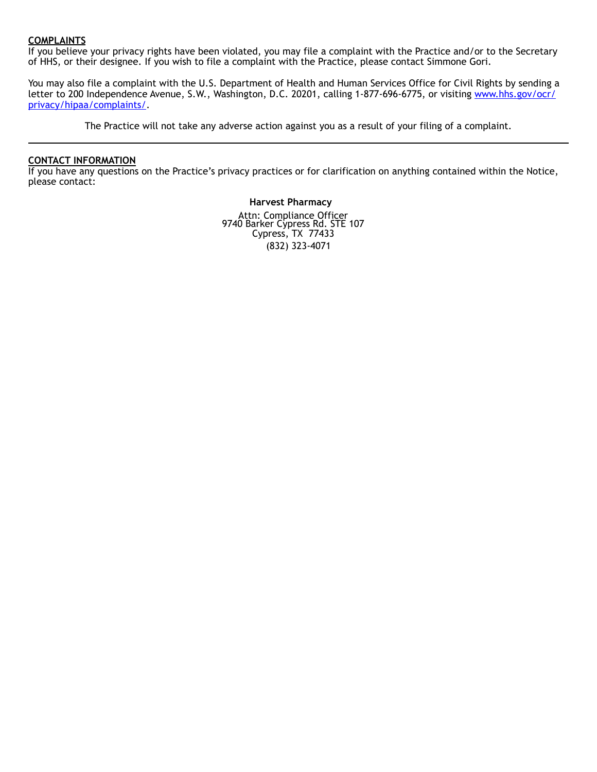**COMPLAINTS**

If you believe your privacy rights have been violated, you may file a complaint with the Practice and/or to the Secretary of HHS, or their designee. If you wish to file a complaint with the Practice, please contact Simmone Gori.

You may also file a complaint with the U.S. Department of Health and Human Services Office for Civil Rights by sending a letter to 200 Independence Avenue, S.W., Washington, D.C. 20201, calling 1-877-696-6775, or visiting [www.hhs.gov/ocr/privacy/hipaa/complaints/](www.hhs.gov/ocr/privacy/hipaa/complaints/).

The Practice will not take any adverse action against you as a result of your filing of a complaint.

---

**CONTACT INFORMATION**

If you have any questions on the Practice's privacy practices or for clarification on anything contained within the Notice, please contact:

**Harvest Pharmacy**

Attn: Compliance Officer
9740 Barker Cypress Rd. STE 107
Cypress, TX 77433
(832) 323-4071